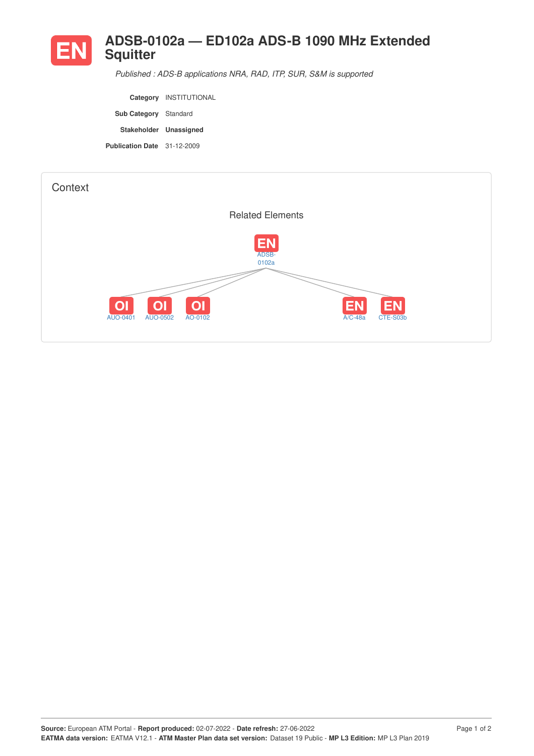# EN ADSB-0102a — ED102a ADS-B 1090 MHz Extended Squitter

*Published : ADS-B applications NRA, RAD, ITP, SUR, S&M is supported*

**Category** INSTITUTIONAL

**Sub Category** Standard

**Stakeholder** **Unassigned**

**Publication Date** 31-12-2009

## Context

### Related Elements

- EN ADSB-0102a
  - OI AUO-0401
  - OI AUO-0502
  - OI AO-0102
  - EN A/C-48a
  - EN CTE-S03b

**Source:** European ATM Portal - **Report produced:** 02-07-2022 - **Date refresh:** 27-06-2022
**EATMA data version:** EATMA V12.1 - **ATM Master Plan data set version:** Dataset 19 Public - **MP L3 Edition:** MP L3 Plan 2019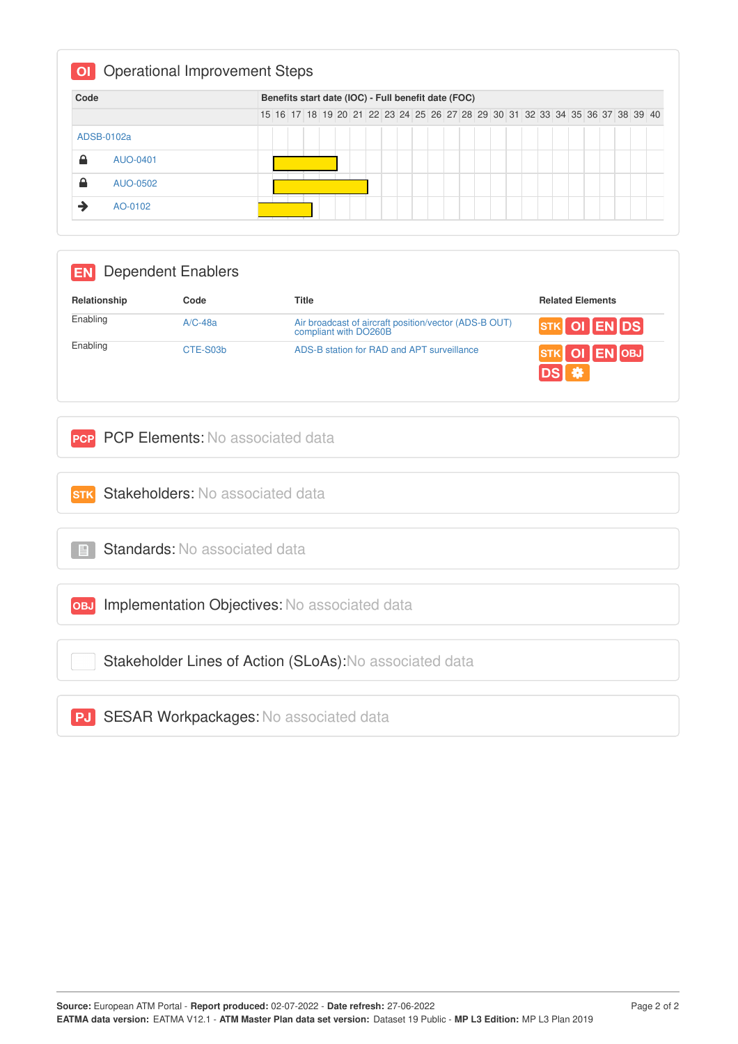## OI Operational Improvement Steps

| Code | Benefits start date (IOC) - Full benefit date (FOC) |
|---|---|
| | 15 16 17 18 19 20 21 22 23 24 25 26 27 28 29 30 31 32 33 34 35 36 37 38 39 40 |
| ADSB-0102a | |
| AUO-0401 | |
| AUO-0502 | |
| AO-0102 | |

## EN Dependent Enablers

| Relationship | Code | Title | Related Elements |
|---|---|---|---|
| Enabling | A/C-48a | Air broadcast of aircraft position/vector (ADS-B OUT) compliant with DO260B | STK OI EN DS |
| Enabling | CTE-S03b | ADS-B station for RAD and APT surveillance | STK OI EN OBJ DS |

## PCP PCP Elements: No associated data

## STK Stakeholders: No associated data

## Standards: No associated data

## OBJ Implementation Objectives: No associated data

## Stakeholder Lines of Action (SLoAs): No associated data

## PJ SESAR Workpackages: No associated data

**Source:** European ATM Portal - **Report produced:** 02-07-2022 - **Date refresh:** 27-06-2022
**EATMA data version:** EATMA V12.1 - **ATM Master Plan data set version:** Dataset 19 Public - **MP L3 Edition:** MP L3 Plan 2019